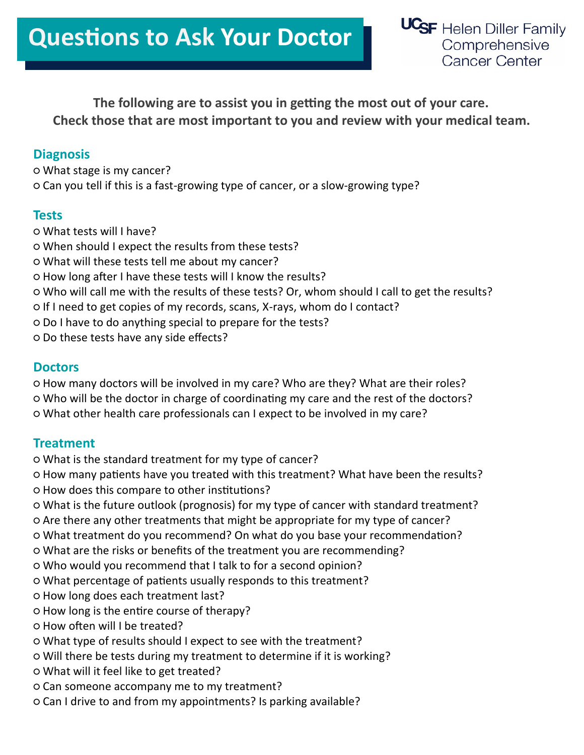# Questions to Ask Your Doctor

UCSF Helen Diller Family Comprehensive Cancer Center

**The following are to assist you in getting the most out of your care.**
**Check those that are most important to you and review with your medical team.**

## Diagnosis

- ○ What stage is my cancer?
- ○ Can you tell if this is a fast-growing type of cancer, or a slow-growing type?

## Tests

- ○ What tests will I have?
- ○ When should I expect the results from these tests?
- ○ What will these tests tell me about my cancer?
- ○ How long after I have these tests will I know the results?
- ○ Who will call me with the results of these tests? Or, whom should I call to get the results?
- ○ If I need to get copies of my records, scans, X-rays, whom do I contact?
- ○ Do I have to do anything special to prepare for the tests?
- ○ Do these tests have any side effects?

## Doctors

- ○ How many doctors will be involved in my care? Who are they? What are their roles?
- ○ Who will be the doctor in charge of coordinating my care and the rest of the doctors?
- ○ What other health care professionals can I expect to be involved in my care?

## Treatment

- ○ What is the standard treatment for my type of cancer?
- ○ How many patients have you treated with this treatment? What have been the results?
- ○ How does this compare to other institutions?
- ○ What is the future outlook (prognosis) for my type of cancer with standard treatment?
- ○ Are there any other treatments that might be appropriate for my type of cancer?
- ○ What treatment do you recommend? On what do you base your recommendation?
- ○ What are the risks or benefits of the treatment you are recommending?
- ○ Who would you recommend that I talk to for a second opinion?
- ○ What percentage of patients usually responds to this treatment?
- ○ How long does each treatment last?
- ○ How long is the entire course of therapy?
- ○ How often will I be treated?
- ○ What type of results should I expect to see with the treatment?
- ○ Will there be tests during my treatment to determine if it is working?
- ○ What will it feel like to get treated?
- ○ Can someone accompany me to my treatment?
- ○ Can I drive to and from my appointments? Is parking available?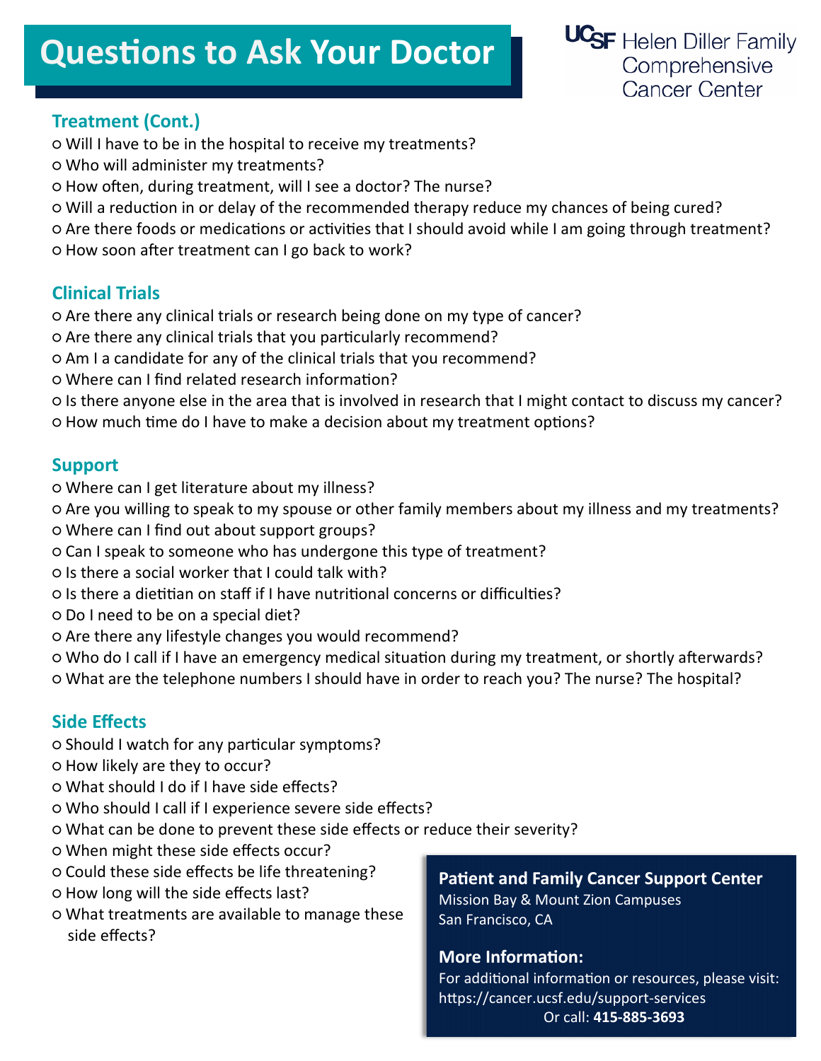# Questions to Ask Your Doctor

UCSF Helen Diller Family Comprehensive Cancer Center

## Treatment (Cont.)

- Will I have to be in the hospital to receive my treatments?
- Who will administer my treatments?
- How often, during treatment, will I see a doctor? The nurse?
- Will a reduction in or delay of the recommended therapy reduce my chances of being cured?
- Are there foods or medications or activities that I should avoid while I am going through treatment?
- How soon after treatment can I go back to work?

## Clinical Trials

- Are there any clinical trials or research being done on my type of cancer?
- Are there any clinical trials that you particularly recommend?
- Am I a candidate for any of the clinical trials that you recommend?
- Where can I find related research information?
- Is there anyone else in the area that is involved in research that I might contact to discuss my cancer?
- How much time do I have to make a decision about my treatment options?

## Support

- Where can I get literature about my illness?
- Are you willing to speak to my spouse or other family members about my illness and my treatments?
- Where can I find out about support groups?
- Can I speak to someone who has undergone this type of treatment?
- Is there a social worker that I could talk with?
- Is there a dietitian on staff if I have nutritional concerns or difficulties?
- Do I need to be on a special diet?
- Are there any lifestyle changes you would recommend?
- Who do I call if I have an emergency medical situation during my treatment, or shortly afterwards?
- What are the telephone numbers I should have in order to reach you? The nurse? The hospital?

## Side Effects

- Should I watch for any particular symptoms?
- How likely are they to occur?
- What should I do if I have side effects?
- Who should I call if I experience severe side effects?
- What can be done to prevent these side effects or reduce their severity?
- When might these side effects occur?
- Could these side effects be life threatening?
- How long will the side effects last?
- What treatments are available to manage these side effects?

**Patient and Family Cancer Support Center**

Mission Bay & Mount Zion Campuses

San Francisco, CA

**More Information:**

For additional information or resources, please visit: https://cancer.ucsf.edu/support-services

Or call: **415-885-3693**